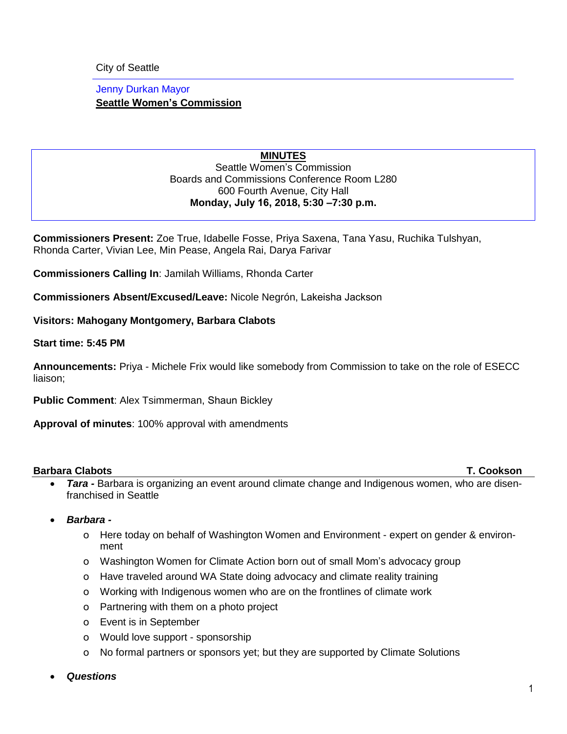City of Seattle

Jenny Durkan Mayor

**Seattle Women's Commission**

**MINUTES**

Seattle Women's Commission
Boards and Commissions Conference Room L280
600 Fourth Avenue, City Hall
**Monday, July 16, 2018, 5:30 –7:30 p.m.**

**Commissioners Present:** Zoe True, Idabelle Fosse, Priya Saxena, Tana Yasu, Ruchika Tulshyan, Rhonda Carter, Vivian Lee, Min Pease, Angela Rai, Darya Farivar

**Commissioners Calling In**: Jamilah Williams, Rhonda Carter

**Commissioners Absent/Excused/Leave:** Nicole Negrón, Lakeisha Jackson

**Visitors: Mahogany Montgomery, Barbara Clabots**

**Start time: 5:45 PM**

**Announcements:** Priya - Michele Frix would like somebody from Commission to take on the role of ESECC liaison;

**Public Comment**: Alex Tsimmerman, Shaun Bickley

**Approval of minutes**: 100% approval with amendments

**Barbara Clabots** **T. Cookson**

- ***Tara -*** Barbara is organizing an event around climate change and Indigenous women, who are disenfranchised in Seattle
- ***Barbara -***
  - Here today on behalf of Washington Women and Environment - expert on gender & environment
  - Washington Women for Climate Action born out of small Mom's advocacy group
  - Have traveled around WA State doing advocacy and climate reality training
  - Working with Indigenous women who are on the frontlines of climate work
  - Partnering with them on a photo project
  - Event is in September
  - Would love support - sponsorship
  - No formal partners or sponsors yet; but they are supported by Climate Solutions
- ***Questions***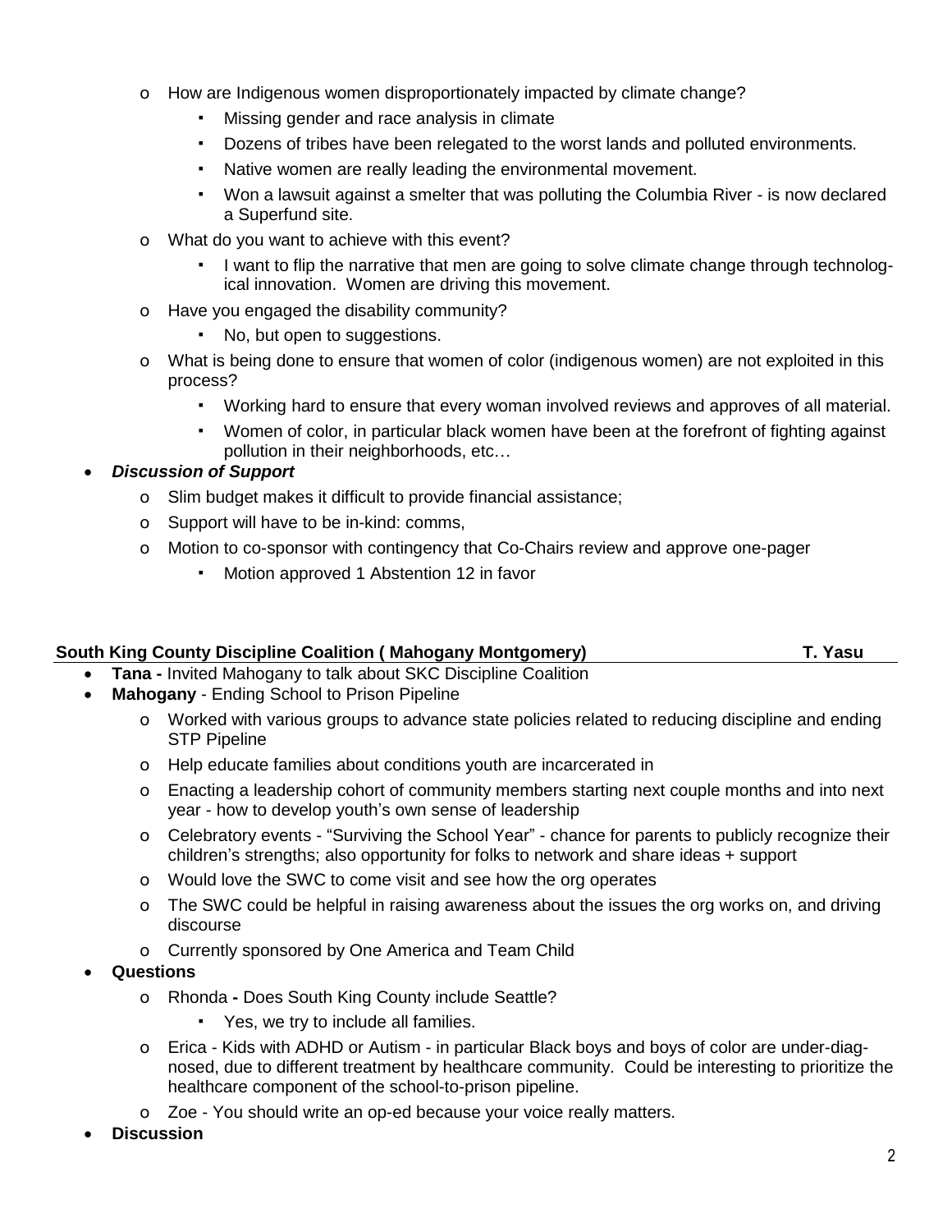- How are Indigenous women disproportionately impacted by climate change?
  - Missing gender and race analysis in climate
  - Dozens of tribes have been relegated to the worst lands and polluted environments.
  - Native women are really leading the environmental movement.
  - Won a lawsuit against a smelter that was polluting the Columbia River - is now declared a Superfund site.
- What do you want to achieve with this event?
  - I want to flip the narrative that men are going to solve climate change through technological innovation. Women are driving this movement.
- Have you engaged the disability community?
  - No, but open to suggestions.
- What is being done to ensure that women of color (indigenous women) are not exploited in this process?
  - Working hard to ensure that every woman involved reviews and approves of all material.
  - Women of color, in particular black women have been at the forefront of fighting against pollution in their neighborhoods, etc…

- ***Discussion of Support***
  - Slim budget makes it difficult to provide financial assistance;
  - Support will have to be in-kind: comms,
  - Motion to co-sponsor with contingency that Co-Chairs review and approve one-pager
    - Motion approved 1 Abstention 12 in favor

**South King County Discipline Coalition ( Mahogany Montgomery) — T. Yasu**

- **Tana -** Invited Mahogany to talk about SKC Discipline Coalition
- **Mahogany** - Ending School to Prison Pipeline
  - Worked with various groups to advance state policies related to reducing discipline and ending STP Pipeline
  - Help educate families about conditions youth are incarcerated in
  - Enacting a leadership cohort of community members starting next couple months and into next year - how to develop youth's own sense of leadership
  - Celebratory events - "Surviving the School Year" - chance for parents to publicly recognize their children's strengths; also opportunity for folks to network and share ideas + support
  - Would love the SWC to come visit and see how the org operates
  - The SWC could be helpful in raising awareness about the issues the org works on, and driving discourse
  - Currently sponsored by One America and Team Child
- **Questions**
  - Rhonda **-** Does South King County include Seattle?
    - Yes, we try to include all families.
  - Erica - Kids with ADHD or Autism - in particular Black boys and boys of color are under-diagnosed, due to different treatment by healthcare community. Could be interesting to prioritize the healthcare component of the school-to-prison pipeline.
  - Zoe - You should write an op-ed because your voice really matters.
- **Discussion**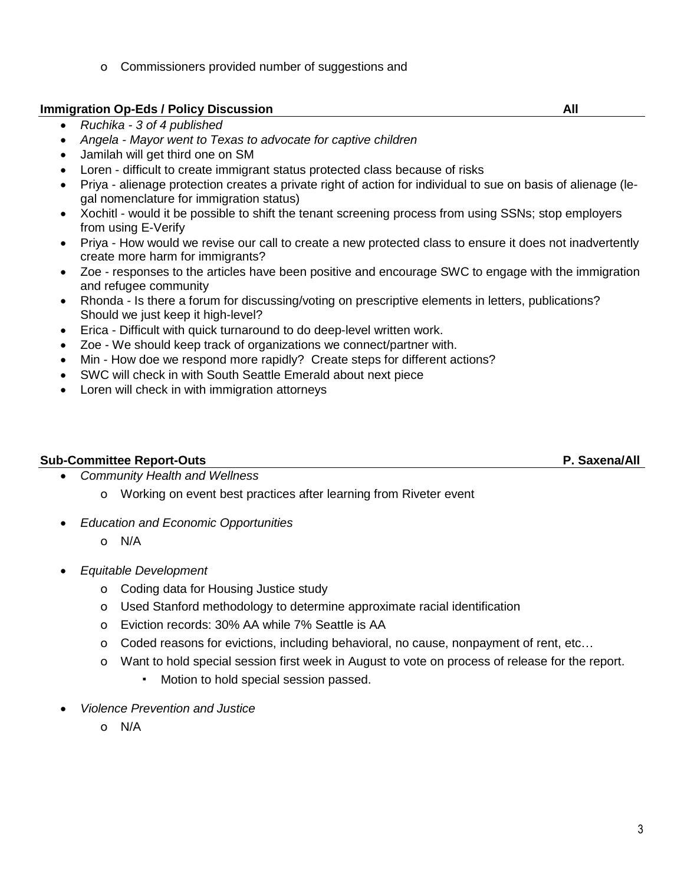- Commissioners provided number of suggestions and

**Immigration Op-Eds / Policy Discussion** **All**

- *Ruchika - 3 of 4 published*
- *Angela - Mayor went to Texas to advocate for captive children*
- Jamilah will get third one on SM
- Loren - difficult to create immigrant status protected class because of risks
- Priya - alienage protection creates a private right of action for individual to sue on basis of alienage (legal nomenclature for immigration status)
- Xochitl - would it be possible to shift the tenant screening process from using SSNs; stop employers from using E-Verify
- Priya - How would we revise our call to create a new protected class to ensure it does not inadvertently create more harm for immigrants?
- Zoe - responses to the articles have been positive and encourage SWC to engage with the immigration and refugee community
- Rhonda - Is there a forum for discussing/voting on prescriptive elements in letters, publications? Should we just keep it high-level?
- Erica - Difficult with quick turnaround to do deep-level written work.
- Zoe - We should keep track of organizations we connect/partner with.
- Min - How doe we respond more rapidly? Create steps for different actions?
- SWC will check in with South Seattle Emerald about next piece
- Loren will check in with immigration attorneys

**Sub-Committee Report-Outs** **P. Saxena/All**

- *Community Health and Wellness*
  - Working on event best practices after learning from Riveter event
- *Education and Economic Opportunities*
  - N/A
- *Equitable Development*
  - Coding data for Housing Justice study
  - Used Stanford methodology to determine approximate racial identification
  - Eviction records: 30% AA while 7% Seattle is AA
  - Coded reasons for evictions, including behavioral, no cause, nonpayment of rent, etc…
  - Want to hold special session first week in August to vote on process of release for the report.
    - Motion to hold special session passed.
- *Violence Prevention and Justice*
  - N/A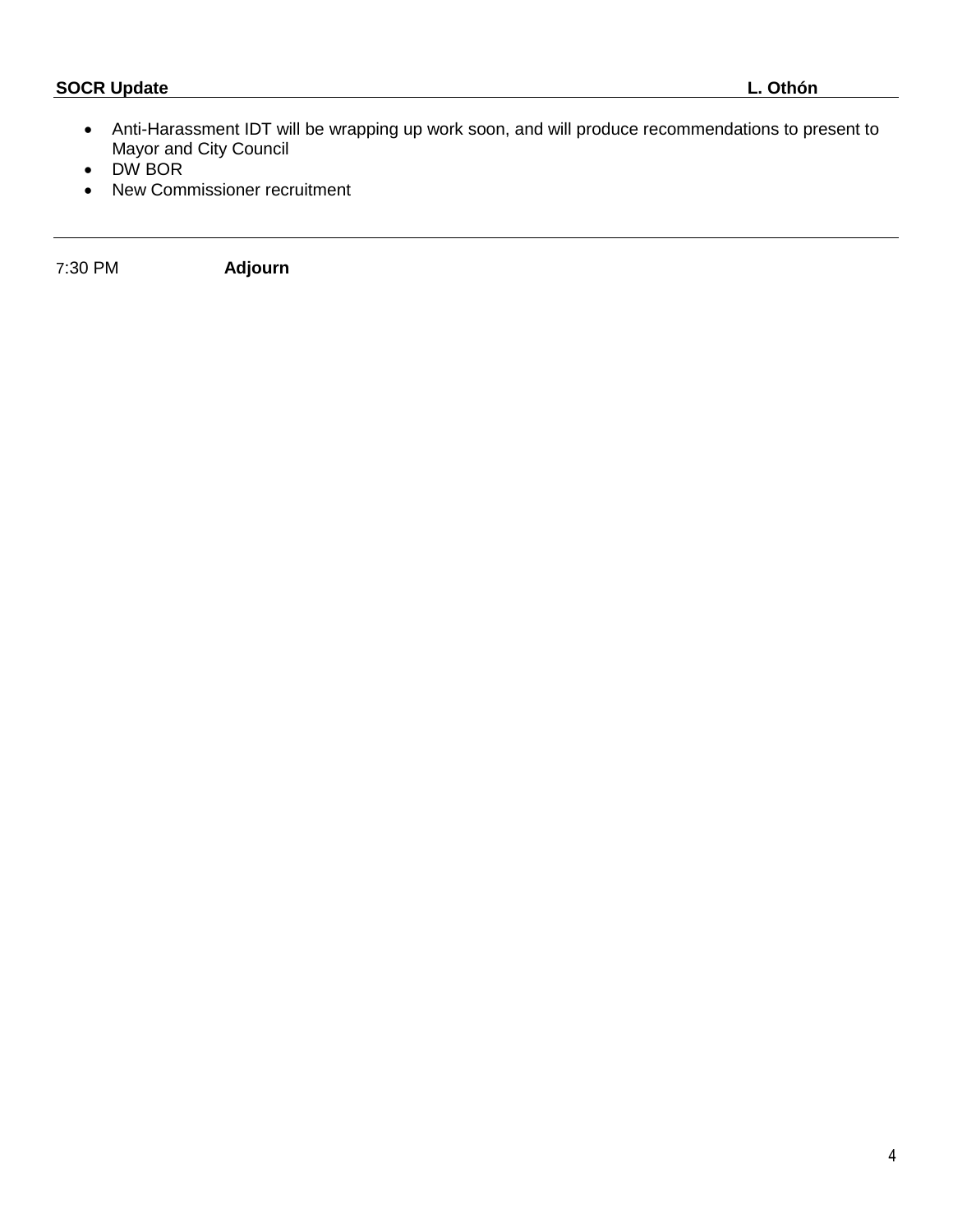**SOCR Update** **L. Othón**

- Anti-Harassment IDT will be wrapping up work soon, and will produce recommendations to present to Mayor and City Council
- DW BOR
- New Commissioner recruitment

---

7:30 PM **Adjourn**